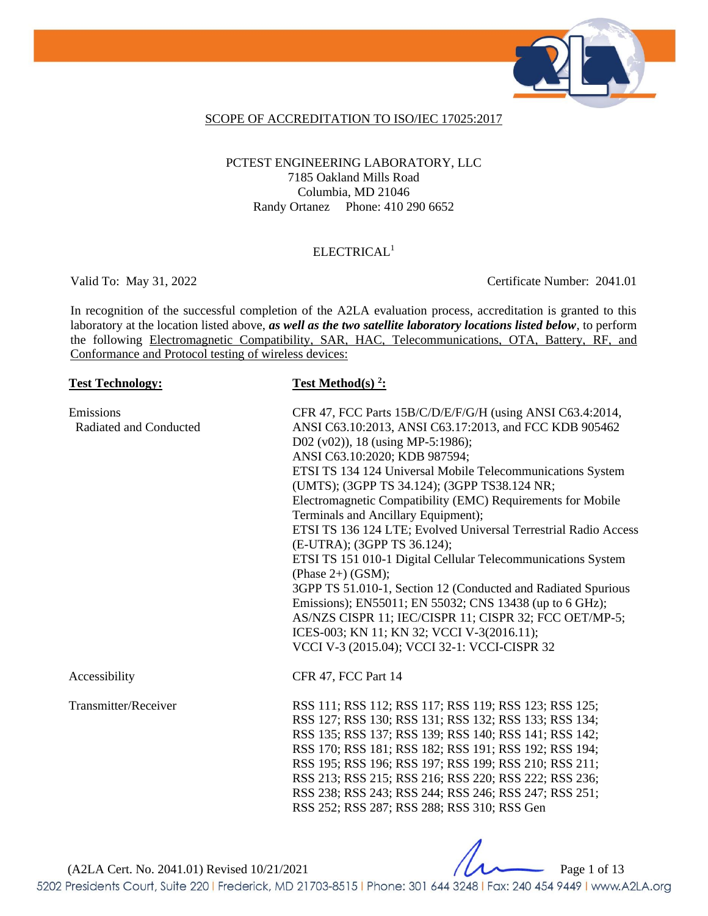SCOPE OF ACCREDITATION TO ISO/IEC 17025:2017

PCTEST ENGINEERING LABORATORY, LLC
7185 Oakland Mills Road
Columbia, MD 21046
Randy Ortanez Phone: 410 290 6652

ELECTRICAL[1]

Valid To: May 31, 2022 Certificate Number: 2041.01

In recognition of the successful completion of the A2LA evaluation process, accreditation is granted to this laboratory at the location listed above, ***as well as the two satellite laboratory locations listed below***, to perform the following Electromagnetic Compatibility, SAR, HAC, Telecommunications, OTA, Battery, RF, and Conformance and Protocol testing of wireless devices:

| **Test Technology:** | **Test Method(s) [2]:** |
|---|---|
| Emissions<br>Radiated and Conducted | CFR 47, FCC Parts 15B/C/D/E/F/G/H (using ANSI C63.4:2014, ANSI C63.10:2013, ANSI C63.17:2013, and FCC KDB 905462 D02 (v02)), 18 (using MP-5:1986);<br>ANSI C63.10:2020; KDB 987594;<br>ETSI TS 134 124 Universal Mobile Telecommunications System (UMTS); (3GPP TS 34.124); (3GPP TS38.124 NR; Electromagnetic Compatibility (EMC) Requirements for Mobile Terminals and Ancillary Equipment);<br>ETSI TS 136 124 LTE; Evolved Universal Terrestrial Radio Access (E-UTRA); (3GPP TS 36.124);<br>ETSI TS 151 010-1 Digital Cellular Telecommunications System (Phase 2+) (GSM);<br>3GPP TS 51.010-1, Section 12 (Conducted and Radiated Spurious Emissions); EN55011; EN 55032; CNS 13438 (up to 6 GHz); AS/NZS CISPR 11; IEC/CISPR 11; CISPR 32; FCC OET/MP-5; ICES-003; KN 11; KN 32; VCCI V-3(2016.11);<br>VCCI V-3 (2015.04); VCCI 32-1: VCCI-CISPR 32 |
| Accessibility | CFR 47, FCC Part 14 |
| Transmitter/Receiver | RSS 111; RSS 112; RSS 117; RSS 119; RSS 123; RSS 125; RSS 127; RSS 130; RSS 131; RSS 132; RSS 133; RSS 134; RSS 135; RSS 137; RSS 139; RSS 140; RSS 141; RSS 142; RSS 170; RSS 181; RSS 182; RSS 191; RSS 192; RSS 194; RSS 195; RSS 196; RSS 197; RSS 199; RSS 210; RSS 211; RSS 213; RSS 215; RSS 216; RSS 220; RSS 222; RSS 236; RSS 238; RSS 243; RSS 244; RSS 246; RSS 247; RSS 251; RSS 252; RSS 287; RSS 288; RSS 310; RSS Gen |

(A2LA Cert. No. 2041.01) Revised 10/21/2021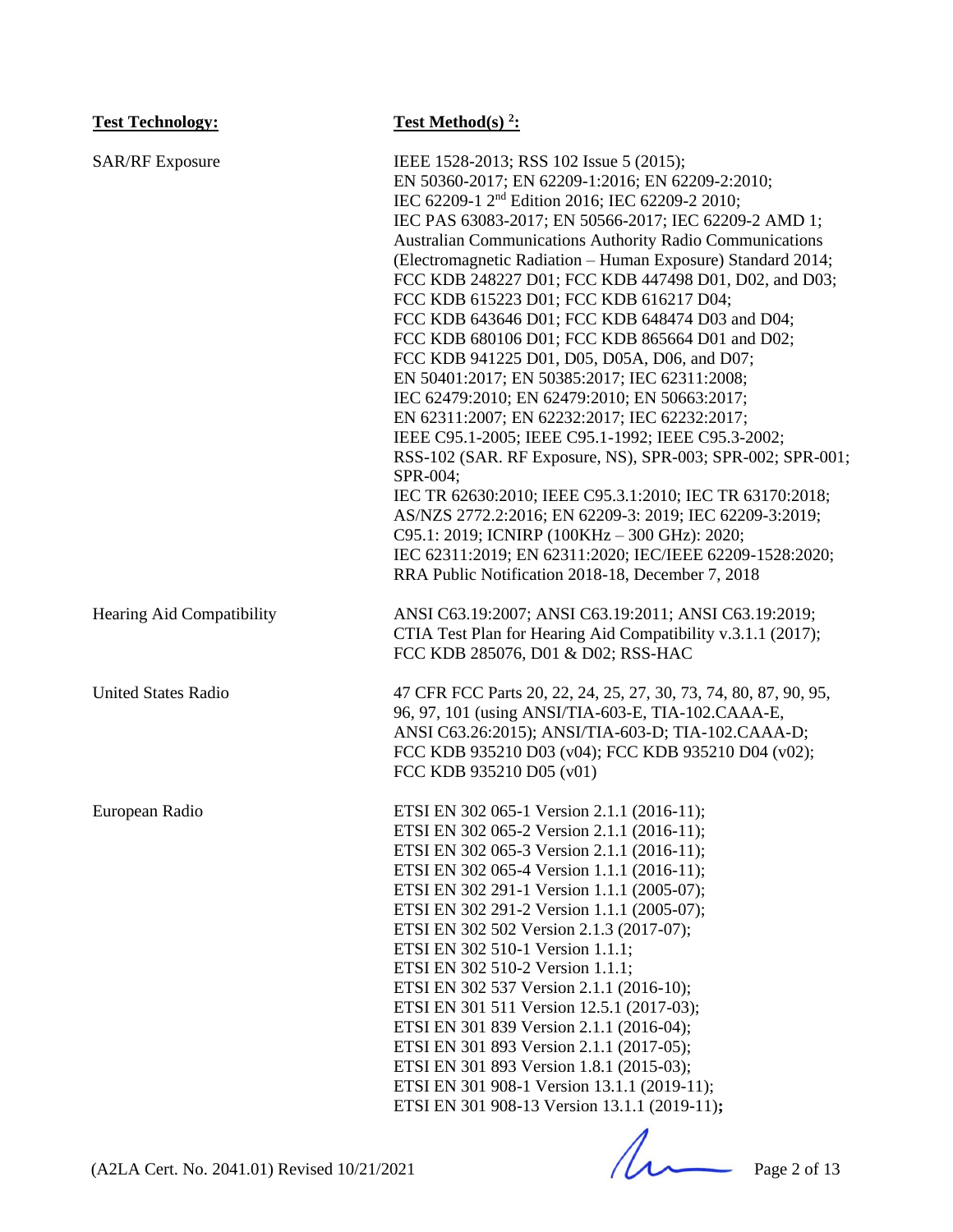| **Test Technology:** | **Test Method(s) [2]:** |
| --- | --- |
| SAR/RF Exposure | IEEE 1528-2013; RSS 102 Issue 5 (2015); EN 50360-2017; EN 62209-1:2016; EN 62209-2:2010; IEC 62209-1 2nd Edition 2016; IEC 62209-2 2010; IEC PAS 63083-2017; EN 50566-2017; IEC 62209-2 AMD 1; Australian Communications Authority Radio Communications (Electromagnetic Radiation – Human Exposure) Standard 2014; FCC KDB 248227 D01; FCC KDB 447498 D01, D02, and D03; FCC KDB 615223 D01; FCC KDB 616217 D04; FCC KDB 643646 D01; FCC KDB 648474 D03 and D04; FCC KDB 680106 D01; FCC KDB 865664 D01 and D02; FCC KDB 941225 D01, D05, D05A, D06, and D07; EN 50401:2017; EN 50385:2017; IEC 62311:2008; IEC 62479:2010; EN 62479:2010; EN 50663:2017; EN 62311:2007; EN 62232:2017; IEC 62232:2017; IEEE C95.1-2005; IEEE C95.1-1992; IEEE C95.3-2002; RSS-102 (SAR. RF Exposure, NS), SPR-003; SPR-002; SPR-001; SPR-004; IEC TR 62630:2010; IEEE C95.3.1:2010; IEC TR 63170:2018; AS/NZS 2772.2:2016; EN 62209-3: 2019; IEC 62209-3:2019; C95.1: 2019; ICNIRP (100KHz – 300 GHz): 2020; IEC 62311:2019; EN 62311:2020; IEC/IEEE 62209-1528:2020; RRA Public Notification 2018-18, December 7, 2018 |
| Hearing Aid Compatibility | ANSI C63.19:2007; ANSI C63.19:2011; ANSI C63.19:2019; CTIA Test Plan for Hearing Aid Compatibility v.3.1.1 (2017); FCC KDB 285076, D01 & D02; RSS-HAC |
| United States Radio | 47 CFR FCC Parts 20, 22, 24, 25, 27, 30, 73, 74, 80, 87, 90, 95, 96, 97, 101 (using ANSI/TIA-603-E, TIA-102.CAAA-E, ANSI C63.26:2015); ANSI/TIA-603-D; TIA-102.CAAA-D; FCC KDB 935210 D03 (v04); FCC KDB 935210 D04 (v02); FCC KDB 935210 D05 (v01) |
| European Radio | ETSI EN 302 065-1 Version 2.1.1 (2016-11); ETSI EN 302 065-2 Version 2.1.1 (2016-11); ETSI EN 302 065-3 Version 2.1.1 (2016-11); ETSI EN 302 065-4 Version 1.1.1 (2016-11); ETSI EN 302 291-1 Version 1.1.1 (2005-07); ETSI EN 302 291-2 Version 1.1.1 (2005-07); ETSI EN 302 502 Version 2.1.3 (2017-07); ETSI EN 302 510-1 Version 1.1.1; ETSI EN 302 510-2 Version 1.1.1; ETSI EN 302 537 Version 2.1.1 (2016-10); ETSI EN 301 511 Version 12.5.1 (2017-03); ETSI EN 301 839 Version 2.1.1 (2016-04); ETSI EN 301 893 Version 2.1.1 (2017-05); ETSI EN 301 893 Version 1.8.1 (2015-03); ETSI EN 301 908-1 Version 13.1.1 (2019-11); ETSI EN 301 908-13 Version 13.1.1 (2019-11); |

(A2LA Cert. No. 2041.01) Revised 10/21/2021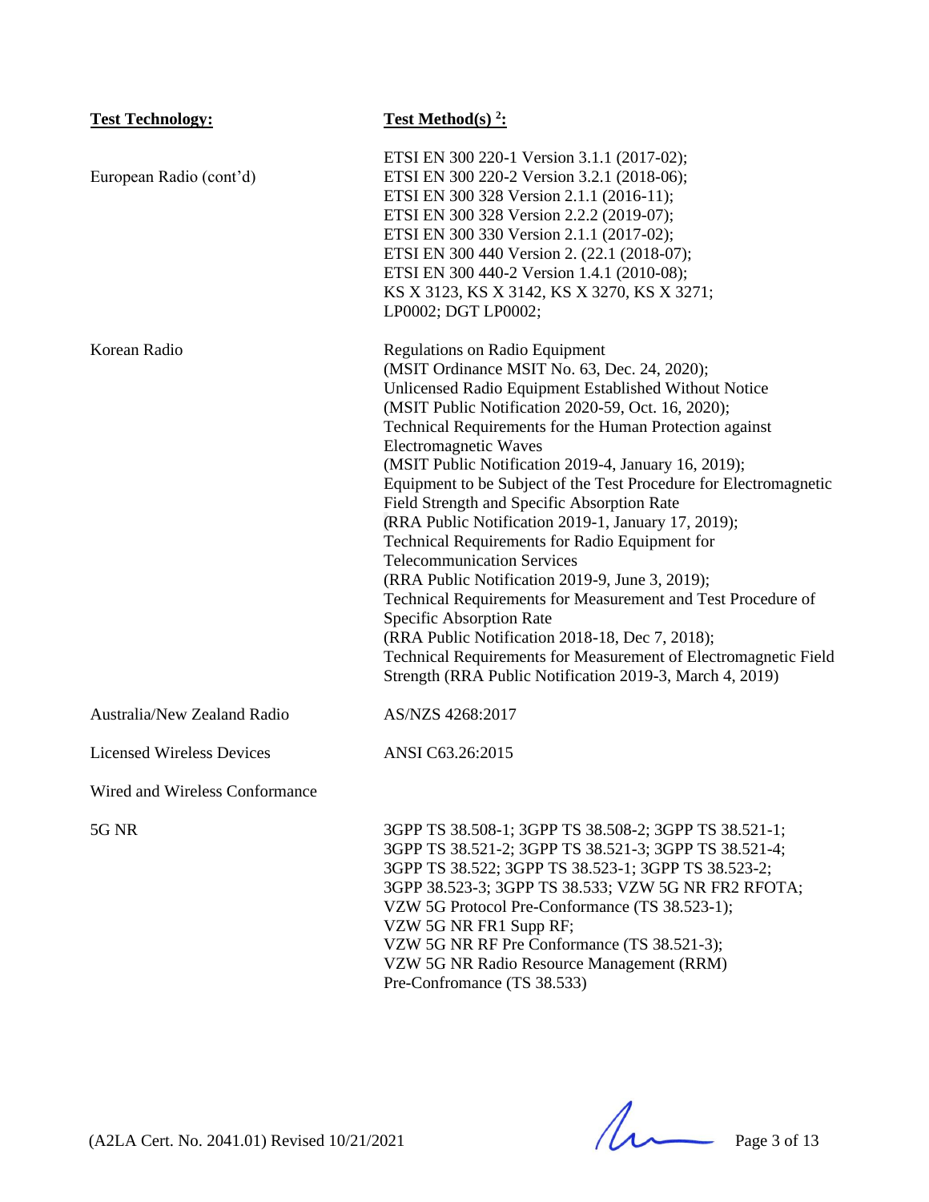| Test Technology: | Test Method(s) [2]: |
|---|---|
| European Radio (cont'd) | ETSI EN 300 220-1 Version 3.1.1 (2017-02); ETSI EN 300 220-2 Version 3.2.1 (2018-06); ETSI EN 300 328 Version 2.1.1 (2016-11); ETSI EN 300 328 Version 2.2.2 (2019-07); ETSI EN 300 330 Version 2.1.1 (2017-02); ETSI EN 300 440 Version 2. (22.1 (2018-07); ETSI EN 300 440-2 Version 1.4.1 (2010-08); KS X 3123, KS X 3142, KS X 3270, KS X 3271; LP0002; DGT LP0002; |
| Korean Radio | Regulations on Radio Equipment (MSIT Ordinance MSIT No. 63, Dec. 24, 2020); Unlicensed Radio Equipment Established Without Notice (MSIT Public Notification 2020-59, Oct. 16, 2020); Technical Requirements for the Human Protection against Electromagnetic Waves (MSIT Public Notification 2019-4, January 16, 2019); Equipment to be Subject of the Test Procedure for Electromagnetic Field Strength and Specific Absorption Rate (RRA Public Notification 2019-1, January 17, 2019); Technical Requirements for Radio Equipment for Telecommunication Services (RRA Public Notification 2019-9, June 3, 2019); Technical Requirements for Measurement and Test Procedure of Specific Absorption Rate (RRA Public Notification 2018-18, Dec 7, 2018); Technical Requirements for Measurement of Electromagnetic Field Strength (RRA Public Notification 2019-3, March 4, 2019) |
| Australia/New Zealand Radio | AS/NZS 4268:2017 |
| Licensed Wireless Devices | ANSI C63.26:2015 |
| Wired and Wireless Conformance | |
| 5G NR | 3GPP TS 38.508-1; 3GPP TS 38.508-2; 3GPP TS 38.521-1; 3GPP TS 38.521-2; 3GPP TS 38.521-3; 3GPP TS 38.521-4; 3GPP TS 38.522; 3GPP TS 38.523-1; 3GPP TS 38.523-2; 3GPP 38.523-3; 3GPP TS 38.533; VZW 5G NR FR2 RFOTA; VZW 5G Protocol Pre-Conformance (TS 38.523-1); VZW 5G NR FR1 Supp RF; VZW 5G NR RF Pre Conformance (TS 38.521-3); VZW 5G NR Radio Resource Management (RRM) Pre-Confromance (TS 38.533) |

(A2LA Cert. No. 2041.01) Revised 10/21/2021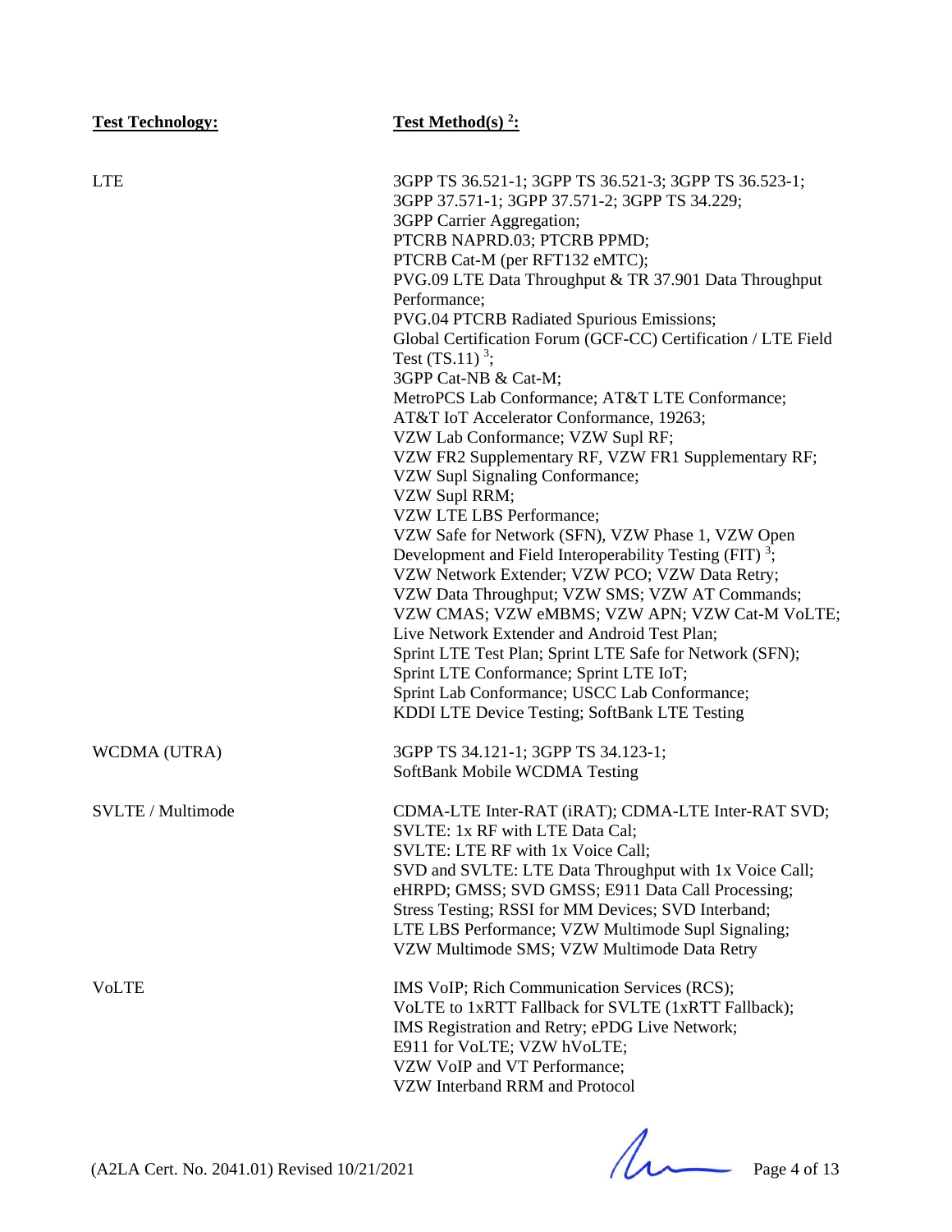| **Test Technology:** | **Test Method(s) [2]:** |
| --- | --- |
| LTE | 3GPP TS 36.521-1; 3GPP TS 36.521-3; 3GPP TS 36.523-1; 3GPP 37.571-1; 3GPP 37.571-2; 3GPP TS 34.229; 3GPP Carrier Aggregation; PTCRB NAPRD.03; PTCRB PPMD; PTCRB Cat-M (per RFT132 eMTC); PVG.09 LTE Data Throughput & TR 37.901 Data Throughput Performance; PVG.04 PTCRB Radiated Spurious Emissions; Global Certification Forum (GCF-CC) Certification / LTE Field Test (TS.11) [3]; 3GPP Cat-NB & Cat-M; MetroPCS Lab Conformance; AT&T LTE Conformance; AT&T IoT Accelerator Conformance, 19263; VZW Lab Conformance; VZW Supl RF; VZW FR2 Supplementary RF, VZW FR1 Supplementary RF; VZW Supl Signaling Conformance; VZW Supl RRM; VZW LTE LBS Performance; VZW Safe for Network (SFN), VZW Phase 1, VZW Open Development and Field Interoperability Testing (FIT) [3]; VZW Network Extender; VZW PCO; VZW Data Retry; VZW Data Throughput; VZW SMS; VZW AT Commands; VZW CMAS; VZW eMBMS; VZW APN; VZW Cat-M VoLTE; Live Network Extender and Android Test Plan; Sprint LTE Test Plan; Sprint LTE Safe for Network (SFN); Sprint LTE Conformance; Sprint LTE IoT; Sprint Lab Conformance; USCC Lab Conformance; KDDI LTE Device Testing; SoftBank LTE Testing |
| WCDMA (UTRA) | 3GPP TS 34.121-1; 3GPP TS 34.123-1; SoftBank Mobile WCDMA Testing |
| SVLTE / Multimode | CDMA-LTE Inter-RAT (iRAT); CDMA-LTE Inter-RAT SVD; SVLTE: 1x RF with LTE Data Cal; SVLTE: LTE RF with 1x Voice Call; SVD and SVLTE: LTE Data Throughput with 1x Voice Call; eHRPD; GMSS; SVD GMSS; E911 Data Call Processing; Stress Testing; RSSI for MM Devices; SVD Interband; LTE LBS Performance; VZW Multimode Supl Signaling; VZW Multimode SMS; VZW Multimode Data Retry |
| VoLTE | IMS VoIP; Rich Communication Services (RCS); VoLTE to 1xRTT Fallback for SVLTE (1xRTT Fallback); IMS Registration and Retry; ePDG Live Network; E911 for VoLTE; VZW hVoLTE; VZW VoIP and VT Performance; VZW Interband RRM and Protocol |

(A2LA Cert. No. 2041.01) Revised 10/21/2021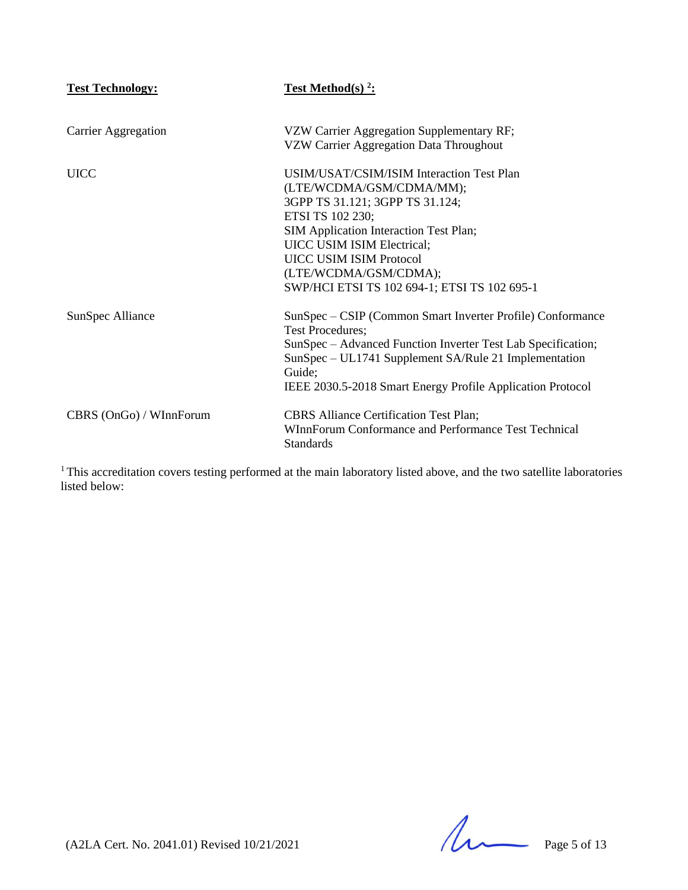| **Test Technology:** | **Test Method(s) [2]:** |
| --- | --- |
| Carrier Aggregation | VZW Carrier Aggregation Supplementary RF; VZW Carrier Aggregation Data Throughout |
| UICC | USIM/USAT/CSIM/ISIM Interaction Test Plan (LTE/WCDMA/GSM/CDMA/MM); 3GPP TS 31.121; 3GPP TS 31.124; ETSI TS 102 230; SIM Application Interaction Test Plan; UICC USIM ISIM Electrical; UICC USIM ISIM Protocol (LTE/WCDMA/GSM/CDMA); SWP/HCI ETSI TS 102 694-1; ETSI TS 102 695-1 |
| SunSpec Alliance | SunSpec – CSIP (Common Smart Inverter Profile) Conformance Test Procedures; SunSpec – Advanced Function Inverter Test Lab Specification; SunSpec – UL1741 Supplement SA/Rule 21 Implementation Guide; IEEE 2030.5-2018 Smart Energy Profile Application Protocol |
| CBRS (OnGo) / WInnForum | CBRS Alliance Certification Test Plan; WInnForum Conformance and Performance Test Technical Standards |

[1] This accreditation covers testing performed at the main laboratory listed above, and the two satellite laboratories listed below:

(A2LA Cert. No. 2041.01) Revised 10/21/2021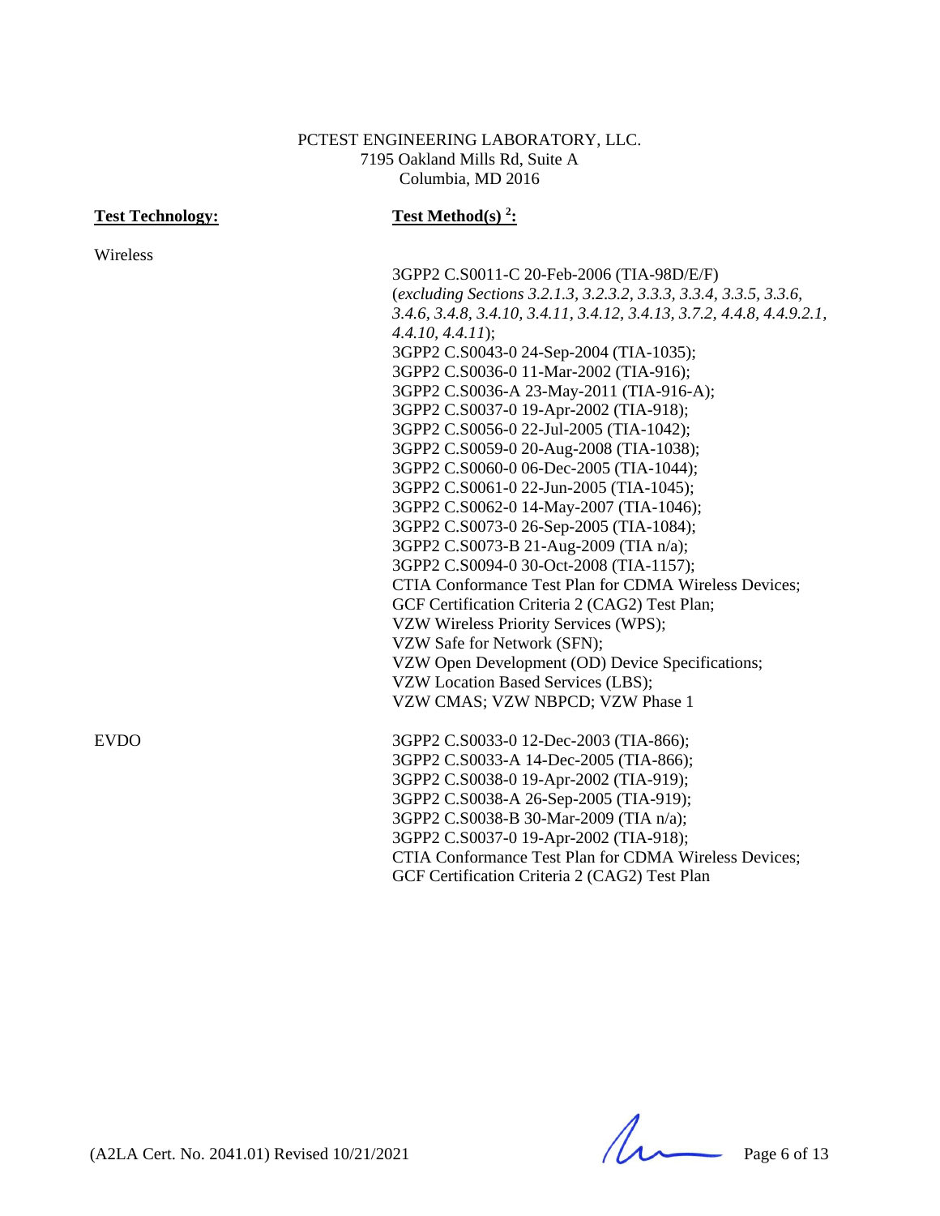PCTEST ENGINEERING LABORATORY, LLC.
7195 Oakland Mills Rd, Suite A
Columbia, MD 2016

| **Test Technology:** | **Test Method(s) [2]:** |
|---|---|
| Wireless | 3GPP2 C.S0011-C 20-Feb-2006 (TIA-98D/E/F) (*excluding Sections 3.2.1.3, 3.2.3.2, 3.3.3, 3.3.4, 3.3.5, 3.3.6, 3.4.6, 3.4.8, 3.4.10, 3.4.11, 3.4.12, 3.4.13, 3.7.2, 4.4.8, 4.4.9.2.1, 4.4.10, 4.4.11*); 3GPP2 C.S0043-0 24-Sep-2004 (TIA-1035); 3GPP2 C.S0036-0 11-Mar-2002 (TIA-916); 3GPP2 C.S0036-A 23-May-2011 (TIA-916-A); 3GPP2 C.S0037-0 19-Apr-2002 (TIA-918); 3GPP2 C.S0056-0 22-Jul-2005 (TIA-1042); 3GPP2 C.S0059-0 20-Aug-2008 (TIA-1038); 3GPP2 C.S0060-0 06-Dec-2005 (TIA-1044); 3GPP2 C.S0061-0 22-Jun-2005 (TIA-1045); 3GPP2 C.S0062-0 14-May-2007 (TIA-1046); 3GPP2 C.S0073-0 26-Sep-2005 (TIA-1084); 3GPP2 C.S0073-B 21-Aug-2009 (TIA n/a); 3GPP2 C.S0094-0 30-Oct-2008 (TIA-1157); CTIA Conformance Test Plan for CDMA Wireless Devices; GCF Certification Criteria 2 (CAG2) Test Plan; VZW Wireless Priority Services (WPS); VZW Safe for Network (SFN); VZW Open Development (OD) Device Specifications; VZW Location Based Services (LBS); VZW CMAS; VZW NBPCD; VZW Phase 1 |
| EVDO | 3GPP2 C.S0033-0 12-Dec-2003 (TIA-866); 3GPP2 C.S0033-A 14-Dec-2005 (TIA-866); 3GPP2 C.S0038-0 19-Apr-2002 (TIA-919); 3GPP2 C.S0038-A 26-Sep-2005 (TIA-919); 3GPP2 C.S0038-B 30-Mar-2009 (TIA n/a); 3GPP2 C.S0037-0 19-Apr-2002 (TIA-918); CTIA Conformance Test Plan for CDMA Wireless Devices; GCF Certification Criteria 2 (CAG2) Test Plan |

(A2LA Cert. No. 2041.01) Revised 10/21/2021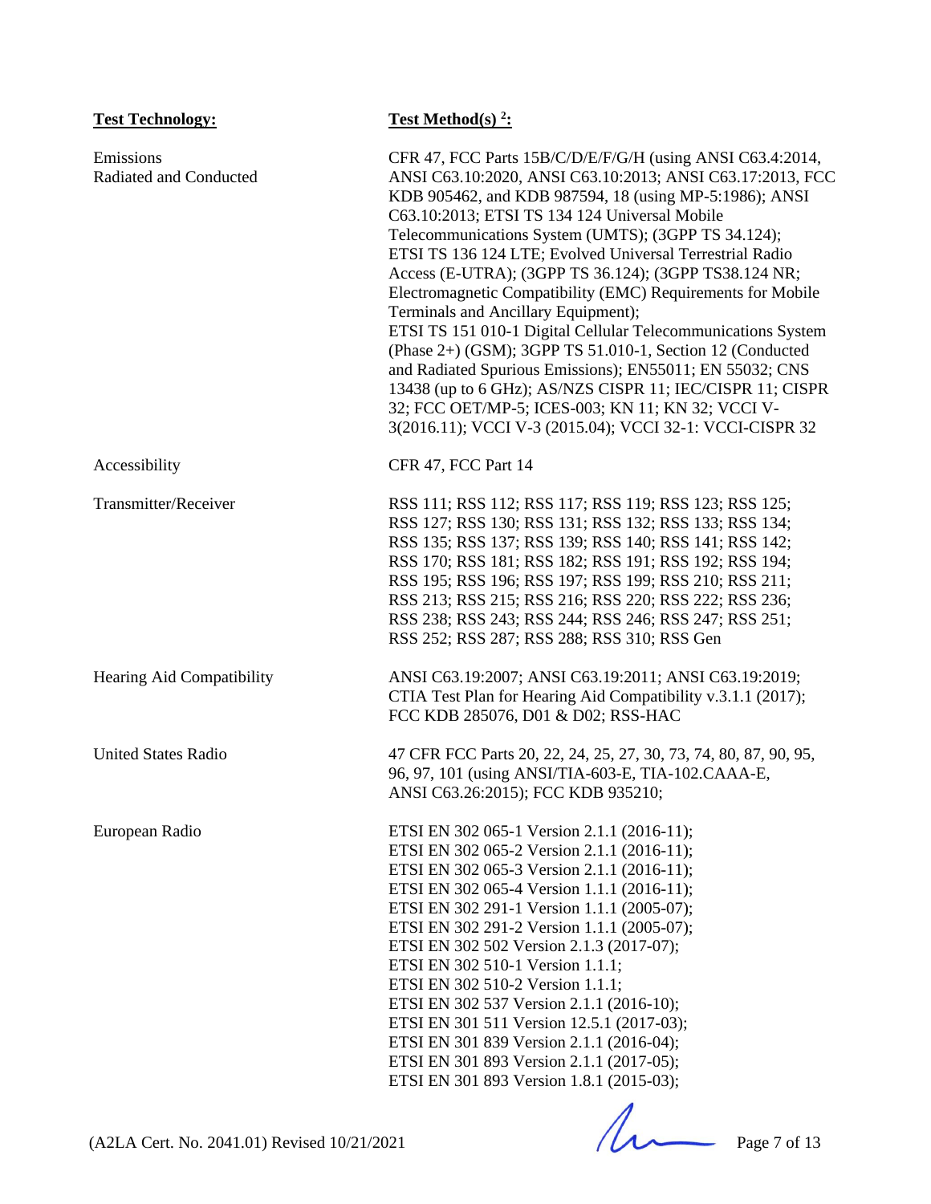| **Test Technology:** | **Test Method(s) [2]:** |
|---|---|
| Emissions<br>Radiated and Conducted | CFR 47, FCC Parts 15B/C/D/E/F/G/H (using ANSI C63.4:2014, ANSI C63.10:2020, ANSI C63.10:2013; ANSI C63.17:2013, FCC KDB 905462, and KDB 987594, 18 (using MP-5:1986); ANSI C63.10:2013; ETSI TS 134 124 Universal Mobile Telecommunications System (UMTS); (3GPP TS 34.124); ETSI TS 136 124 LTE; Evolved Universal Terrestrial Radio Access (E-UTRA); (3GPP TS 36.124); (3GPP TS38.124 NR; Electromagnetic Compatibility (EMC) Requirements for Mobile Terminals and Ancillary Equipment); ETSI TS 151 010-1 Digital Cellular Telecommunications System (Phase 2+) (GSM); 3GPP TS 51.010-1, Section 12 (Conducted and Radiated Spurious Emissions); EN55011; EN 55032; CNS 13438 (up to 6 GHz); AS/NZS CISPR 11; IEC/CISPR 11; CISPR 32; FCC OET/MP-5; ICES-003; KN 11; KN 32; VCCI V-3(2016.11); VCCI V-3 (2015.04); VCCI 32-1: VCCI-CISPR 32 |
| Accessibility | CFR 47, FCC Part 14 |
| Transmitter/Receiver | RSS 111; RSS 112; RSS 117; RSS 119; RSS 123; RSS 125; RSS 127; RSS 130; RSS 131; RSS 132; RSS 133; RSS 134; RSS 135; RSS 137; RSS 139; RSS 140; RSS 141; RSS 142; RSS 170; RSS 181; RSS 182; RSS 191; RSS 192; RSS 194; RSS 195; RSS 196; RSS 197; RSS 199; RSS 210; RSS 211; RSS 213; RSS 215; RSS 216; RSS 220; RSS 222; RSS 236; RSS 238; RSS 243; RSS 244; RSS 246; RSS 247; RSS 251; RSS 252; RSS 287; RSS 288; RSS 310; RSS Gen |
| Hearing Aid Compatibility | ANSI C63.19:2007; ANSI C63.19:2011; ANSI C63.19:2019; CTIA Test Plan for Hearing Aid Compatibility v.3.1.1 (2017); FCC KDB 285076, D01 & D02; RSS-HAC |
| United States Radio | 47 CFR FCC Parts 20, 22, 24, 25, 27, 30, 73, 74, 80, 87, 90, 95, 96, 97, 101 (using ANSI/TIA-603-E, TIA-102.CAAA-E, ANSI C63.26:2015); FCC KDB 935210; |
| European Radio | ETSI EN 302 065-1 Version 2.1.1 (2016-11);<br>ETSI EN 302 065-2 Version 2.1.1 (2016-11);<br>ETSI EN 302 065-3 Version 2.1.1 (2016-11);<br>ETSI EN 302 065-4 Version 1.1.1 (2016-11);<br>ETSI EN 302 291-1 Version 1.1.1 (2005-07);<br>ETSI EN 302 291-2 Version 1.1.1 (2005-07);<br>ETSI EN 302 502 Version 2.1.3 (2017-07);<br>ETSI EN 302 510-1 Version 1.1.1;<br>ETSI EN 302 510-2 Version 1.1.1;<br>ETSI EN 302 537 Version 2.1.1 (2016-10);<br>ETSI EN 301 511 Version 12.5.1 (2017-03);<br>ETSI EN 301 839 Version 2.1.1 (2016-04);<br>ETSI EN 301 893 Version 2.1.1 (2017-05);<br>ETSI EN 301 893 Version 1.8.1 (2015-03); |

(A2LA Cert. No. 2041.01) Revised 10/21/2021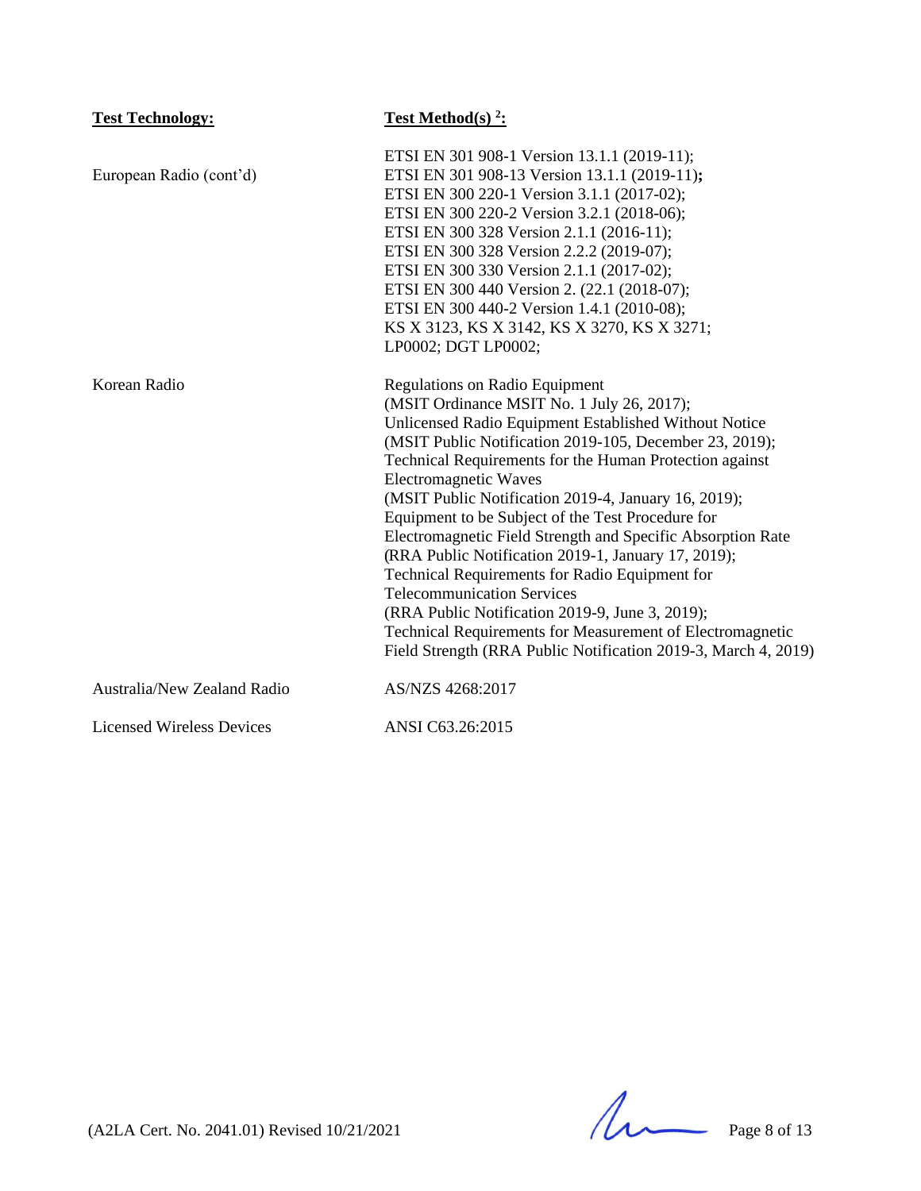| **Test Technology:** | **Test Method(s) [2]:** |
| --- | --- |
| European Radio (cont'd) | ETSI EN 301 908-1 Version 13.1.1 (2019-11);<br>ETSI EN 301 908-13 Version 13.1.1 (2019-11)**;**<br>ETSI EN 300 220-1 Version 3.1.1 (2017-02);<br>ETSI EN 300 220-2 Version 3.2.1 (2018-06);<br>ETSI EN 300 328 Version 2.1.1 (2016-11);<br>ETSI EN 300 328 Version 2.2.2 (2019-07);<br>ETSI EN 300 330 Version 2.1.1 (2017-02);<br>ETSI EN 300 440 Version 2. (22.1 (2018-07);<br>ETSI EN 300 440-2 Version 1.4.1 (2010-08);<br>KS X 3123, KS X 3142, KS X 3270, KS X 3271;<br>LP0002; DGT LP0002; |
| Korean Radio | Regulations on Radio Equipment<br>(MSIT Ordinance MSIT No. 1 July 26, 2017);<br>Unlicensed Radio Equipment Established Without Notice<br>(MSIT Public Notification 2019-105, December 23, 2019);<br>Technical Requirements for the Human Protection against Electromagnetic Waves<br>(MSIT Public Notification 2019-4, January 16, 2019);<br>Equipment to be Subject of the Test Procedure for Electromagnetic Field Strength and Specific Absorption Rate<br>(RRA Public Notification 2019-1, January 17, 2019);<br>Technical Requirements for Radio Equipment for Telecommunication Services<br>(RRA Public Notification 2019-9, June 3, 2019);<br>Technical Requirements for Measurement of Electromagnetic Field Strength (RRA Public Notification 2019-3, March 4, 2019) |
| Australia/New Zealand Radio | AS/NZS 4268:2017 |
| Licensed Wireless Devices | ANSI C63.26:2015 |

(A2LA Cert. No. 2041.01) Revised 10/21/2021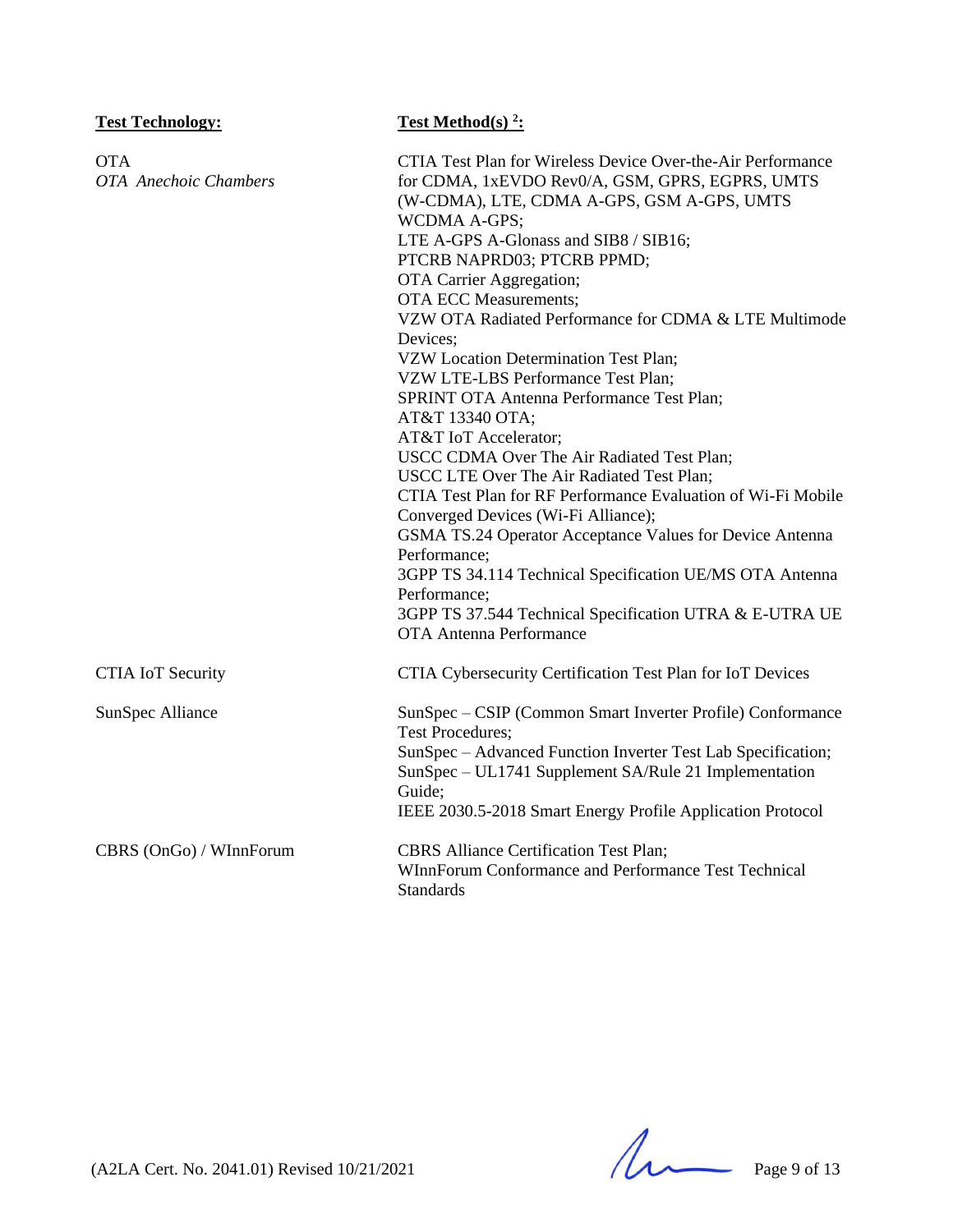| **Test Technology:** | **Test Method(s) [2]:** |
| --- | --- |
| OTA<br>*OTA Anechoic Chambers* | CTIA Test Plan for Wireless Device Over-the-Air Performance for CDMA, 1xEVDO Rev0/A, GSM, GPRS, EGPRS, UMTS (W-CDMA), LTE, CDMA A-GPS, GSM A-GPS, UMTS WCDMA A-GPS;<br>LTE A-GPS A-Glonass and SIB8 / SIB16;<br>PTCRB NAPRD03; PTCRB PPMD;<br>OTA Carrier Aggregation;<br>OTA ECC Measurements;<br>VZW OTA Radiated Performance for CDMA & LTE Multimode Devices;<br>VZW Location Determination Test Plan;<br>VZW LTE-LBS Performance Test Plan;<br>SPRINT OTA Antenna Performance Test Plan;<br>AT&T 13340 OTA;<br>AT&T IoT Accelerator;<br>USCC CDMA Over The Air Radiated Test Plan;<br>USCC LTE Over The Air Radiated Test Plan;<br>CTIA Test Plan for RF Performance Evaluation of Wi-Fi Mobile Converged Devices (Wi-Fi Alliance);<br>GSMA TS.24 Operator Acceptance Values for Device Antenna Performance;<br>3GPP TS 34.114 Technical Specification UE/MS OTA Antenna Performance;<br>3GPP TS 37.544 Technical Specification UTRA & E-UTRA UE OTA Antenna Performance |
| CTIA IoT Security | CTIA Cybersecurity Certification Test Plan for IoT Devices |
| SunSpec Alliance | SunSpec – CSIP (Common Smart Inverter Profile) Conformance Test Procedures;<br>SunSpec – Advanced Function Inverter Test Lab Specification;<br>SunSpec – UL1741 Supplement SA/Rule 21 Implementation Guide;<br>IEEE 2030.5-2018 Smart Energy Profile Application Protocol |
| CBRS (OnGo) / WInnForum | CBRS Alliance Certification Test Plan;<br>WInnForum Conformance and Performance Test Technical Standards |

(A2LA Cert. No. 2041.01) Revised 10/21/2021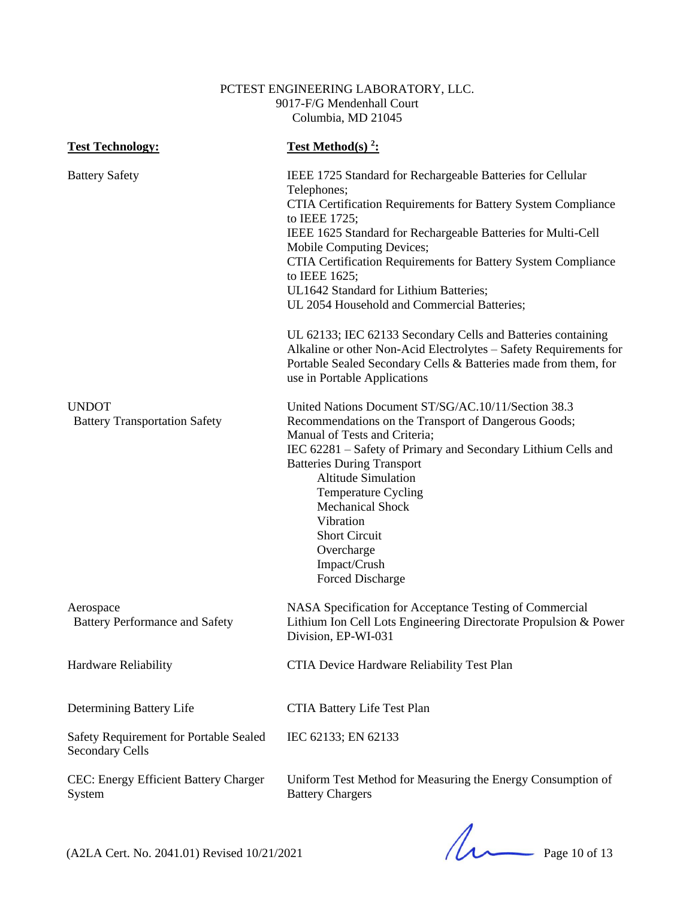PCTEST ENGINEERING LABORATORY, LLC.
9017-F/G Mendenhall Court
Columbia, MD 21045

| **Test Technology:** | **Test Method(s)** [2]**:** |
|---|---|
| Battery Safety | IEEE 1725 Standard for Rechargeable Batteries for Cellular Telephones;<br>CTIA Certification Requirements for Battery System Compliance to IEEE 1725;<br>IEEE 1625 Standard for Rechargeable Batteries for Multi-Cell Mobile Computing Devices;<br>CTIA Certification Requirements for Battery System Compliance to IEEE 1625;<br>UL1642 Standard for Lithium Batteries;<br>UL 2054 Household and Commercial Batteries;<br><br>UL 62133; IEC 62133 Secondary Cells and Batteries containing Alkaline or other Non-Acid Electrolytes – Safety Requirements for Portable Sealed Secondary Cells & Batteries made from them, for use in Portable Applications |
| UNDOT<br>Battery Transportation Safety | United Nations Document ST/SG/AC.10/11/Section 38.3 Recommendations on the Transport of Dangerous Goods; Manual of Tests and Criteria;<br>IEC 62281 – Safety of Primary and Secondary Lithium Cells and Batteries During Transport<br>Altitude Simulation<br>Temperature Cycling<br>Mechanical Shock<br>Vibration<br>Short Circuit<br>Overcharge<br>Impact/Crush<br>Forced Discharge |
| Aerospace<br>Battery Performance and Safety | NASA Specification for Acceptance Testing of Commercial Lithium Ion Cell Lots Engineering Directorate Propulsion & Power Division, EP-WI-031 |
| Hardware Reliability | CTIA Device Hardware Reliability Test Plan |
| Determining Battery Life | CTIA Battery Life Test Plan |
| Safety Requirement for Portable Sealed Secondary Cells | IEC 62133; EN 62133 |
| CEC: Energy Efficient Battery Charger System | Uniform Test Method for Measuring the Energy Consumption of Battery Chargers |

(A2LA Cert. No. 2041.01) Revised 10/21/2021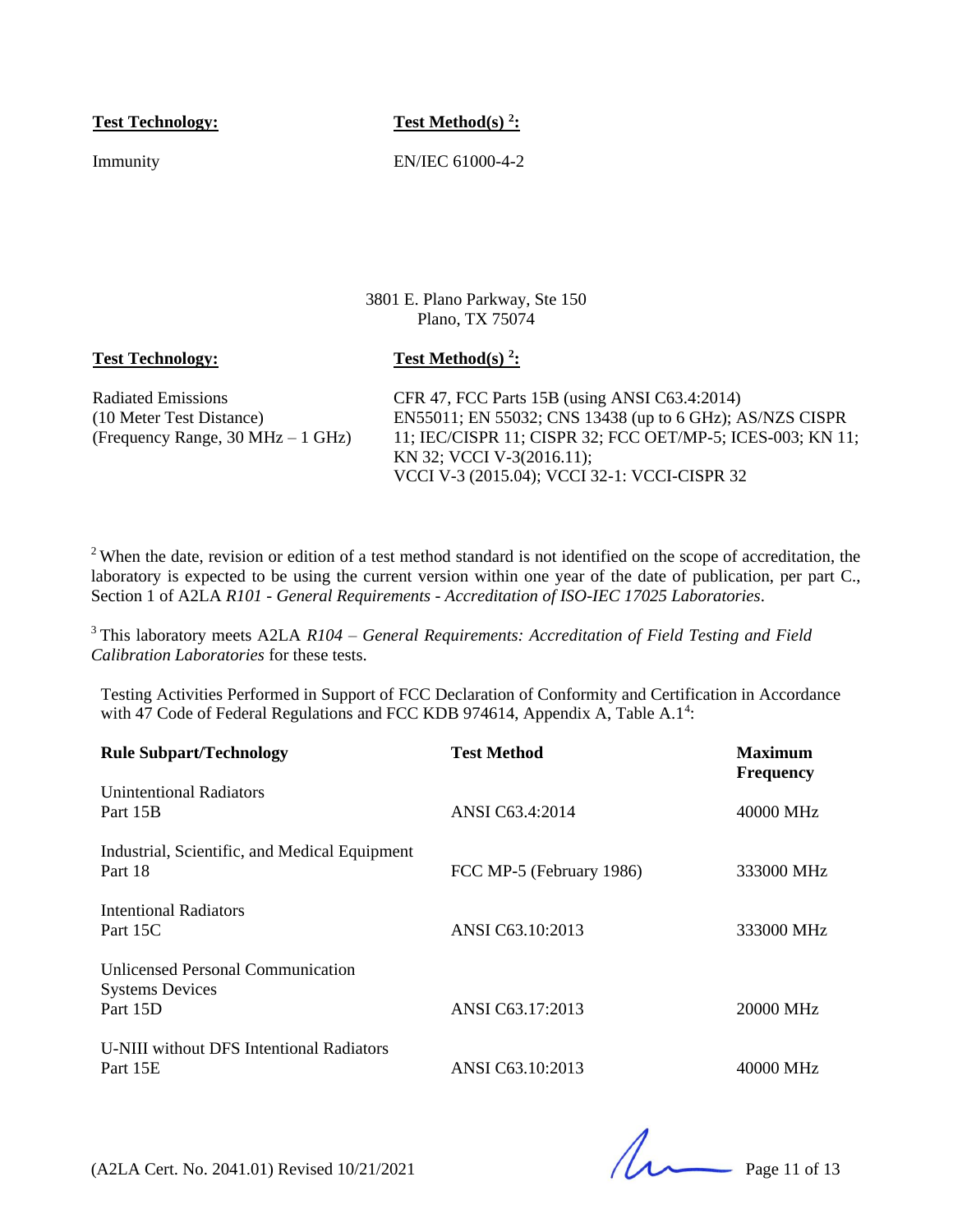| Test Technology: | Test Method(s) [2]: |
|---|---|
| Immunity | EN/IEC 61000-4-2 |

3801 E. Plano Parkway, Ste 150
Plano, TX 75074

| Test Technology: | Test Method(s) [2]: |
|---|---|
| Radiated Emissions (10 Meter Test Distance) (Frequency Range, 30 MHz – 1 GHz) | CFR 47, FCC Parts 15B (using ANSI C63.4:2014) EN55011; EN 55032; CNS 13438 (up to 6 GHz); AS/NZS CISPR 11; IEC/CISPR 11; CISPR 32; FCC OET/MP-5; ICES-003; KN 11; KN 32; VCCI V-3(2016.11); VCCI V-3 (2015.04); VCCI 32-1: VCCI-CISPR 32 |

[2] When the date, revision or edition of a test method standard is not identified on the scope of accreditation, the laboratory is expected to be using the current version within one year of the date of publication, per part C., Section 1 of A2LA *R101 - General Requirements - Accreditation of ISO-IEC 17025 Laboratories*.

[3] This laboratory meets A2LA *R104 – General Requirements: Accreditation of Field Testing and Field Calibration Laboratories* for these tests.

Testing Activities Performed in Support of FCC Declaration of Conformity and Certification in Accordance with 47 Code of Federal Regulations and FCC KDB 974614, Appendix A, Table A.1[4]:

| Rule Subpart/Technology | Test Method | Maximum Frequency |
|---|---|---|
| Unintentional Radiators Part 15B | ANSI C63.4:2014 | 40000 MHz |
| Industrial, Scientific, and Medical Equipment Part 18 | FCC MP-5 (February 1986) | 333000 MHz |
| Intentional Radiators Part 15C | ANSI C63.10:2013 | 333000 MHz |
| Unlicensed Personal Communication Systems Devices Part 15D | ANSI C63.17:2013 | 20000 MHz |
| U-NIII without DFS Intentional Radiators Part 15E | ANSI C63.10:2013 | 40000 MHz |

(A2LA Cert. No. 2041.01) Revised 10/21/2021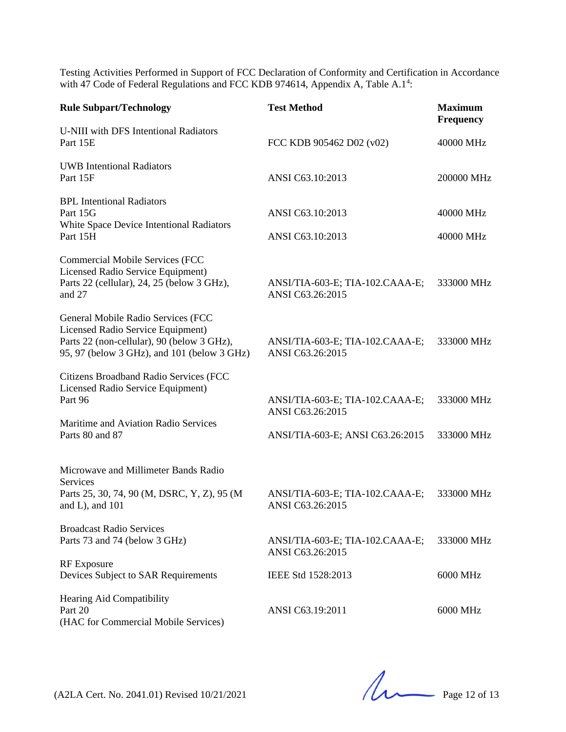Testing Activities Performed in Support of FCC Declaration of Conformity and Certification in Accordance with 47 Code of Federal Regulations and FCC KDB 974614, Appendix A, Table A.1[4]:

| Rule Subpart/Technology | Test Method | Maximum Frequency |
|---|---|---|
| U-NIII with DFS Intentional Radiators<br>Part 15E | FCC KDB 905462 D02 (v02) | 40000 MHz |
| UWB Intentional Radiators<br>Part 15F | ANSI C63.10:2013 | 200000 MHz |
| BPL Intentional Radiators<br>Part 15G | ANSI C63.10:2013 | 40000 MHz |
| White Space Device Intentional Radiators<br>Part 15H | ANSI C63.10:2013 | 40000 MHz |
| Commercial Mobile Services (FCC Licensed Radio Service Equipment)<br>Parts 22 (cellular), 24, 25 (below 3 GHz), and 27 | ANSI/TIA-603-E; TIA-102.CAAA-E; ANSI C63.26:2015 | 333000 MHz |
| General Mobile Radio Services (FCC Licensed Radio Service Equipment)<br>Parts 22 (non-cellular), 90 (below 3 GHz), 95, 97 (below 3 GHz), and 101 (below 3 GHz) | ANSI/TIA-603-E; TIA-102.CAAA-E; ANSI C63.26:2015 | 333000 MHz |
| Citizens Broadband Radio Services (FCC Licensed Radio Service Equipment)<br>Part 96 | ANSI/TIA-603-E; TIA-102.CAAA-E; ANSI C63.26:2015 | 333000 MHz |
| Maritime and Aviation Radio Services<br>Parts 80 and 87 | ANSI/TIA-603-E; ANSI C63.26:2015 | 333000 MHz |
| Microwave and Millimeter Bands Radio Services<br>Parts 25, 30, 74, 90 (M, DSRC, Y, Z), 95 (M and L), and 101 | ANSI/TIA-603-E; TIA-102.CAAA-E; ANSI C63.26:2015 | 333000 MHz |
| Broadcast Radio Services<br>Parts 73 and 74 (below 3 GHz) | ANSI/TIA-603-E; TIA-102.CAAA-E; ANSI C63.26:2015 | 333000 MHz |
| RF Exposure<br>Devices Subject to SAR Requirements | IEEE Std 1528:2013 | 6000 MHz |
| Hearing Aid Compatibility<br>Part 20<br>(HAC for Commercial Mobile Services) | ANSI C63.19:2011 | 6000 MHz |

(A2LA Cert. No. 2041.01) Revised 10/21/2021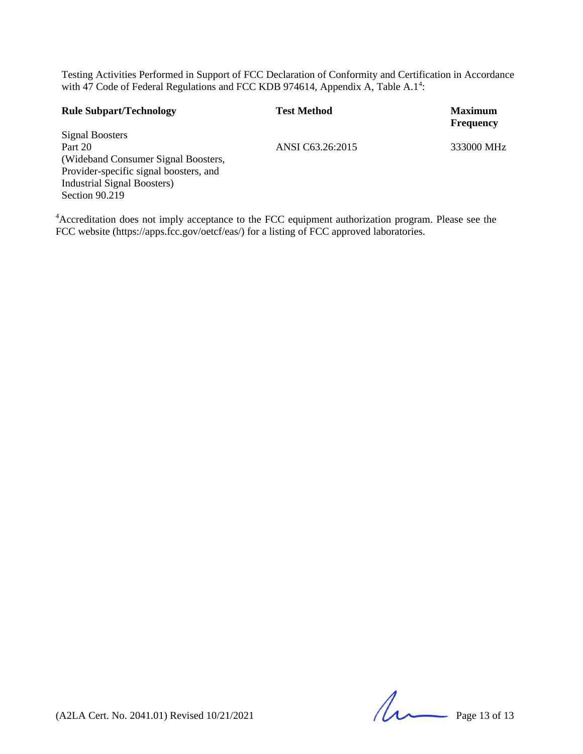Testing Activities Performed in Support of FCC Declaration of Conformity and Certification in Accordance with 47 Code of Federal Regulations and FCC KDB 974614, Appendix A, Table A.1[4]:

| Rule Subpart/Technology | Test Method | Maximum Frequency |
|---|---|---|
| Signal Boosters<br>Part 20<br>(Wideband Consumer Signal Boosters, Provider-specific signal boosters, and Industrial Signal Boosters)<br>Section 90.219 | ANSI C63.26:2015 | 333000 MHz |

[4]Accreditation does not imply acceptance to the FCC equipment authorization program. Please see the FCC website (https://apps.fcc.gov/oetcf/eas/) for a listing of FCC approved laboratories.

(A2LA Cert. No. 2041.01) Revised 10/21/2021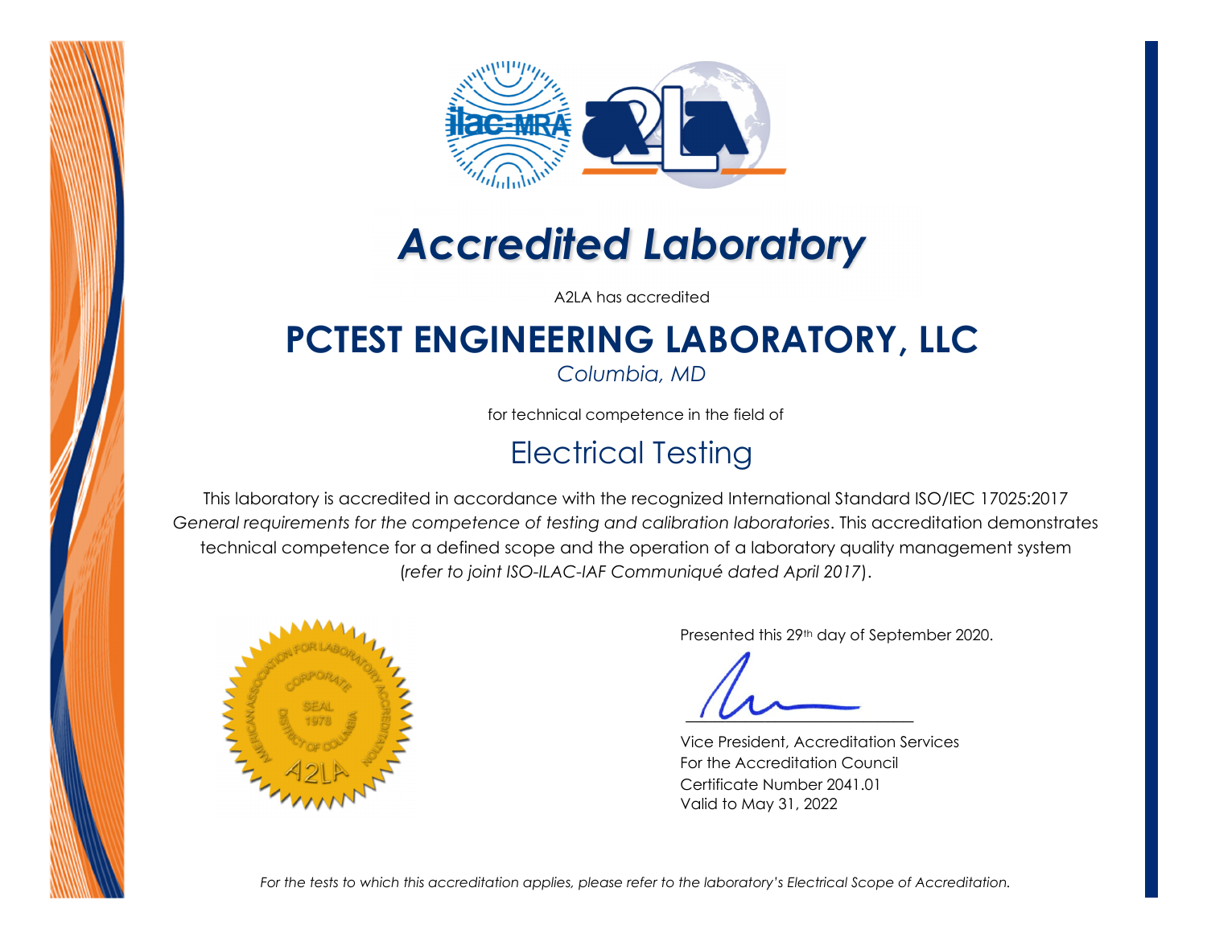# Accredited Laboratory

A2LA has accredited

## PCTEST ENGINEERING LABORATORY, LLC

*Columbia, MD*

for technical competence in the field of

## Electrical Testing

This laboratory is accredited in accordance with the recognized International Standard ISO/IEC 17025:2017 *General requirements for the competence of testing and calibration laboratories*. This accreditation demonstrates technical competence for a defined scope and the operation of a laboratory quality management system (*refer to joint ISO-ILAC-IAF Communiqué dated April 2017*).

Presented this 29th day of September 2020.

Vice President, Accreditation Services
For the Accreditation Council
Certificate Number 2041.01
Valid to May 31, 2022

*For the tests to which this accreditation applies, please refer to the laboratory's Electrical Scope of Accreditation.*